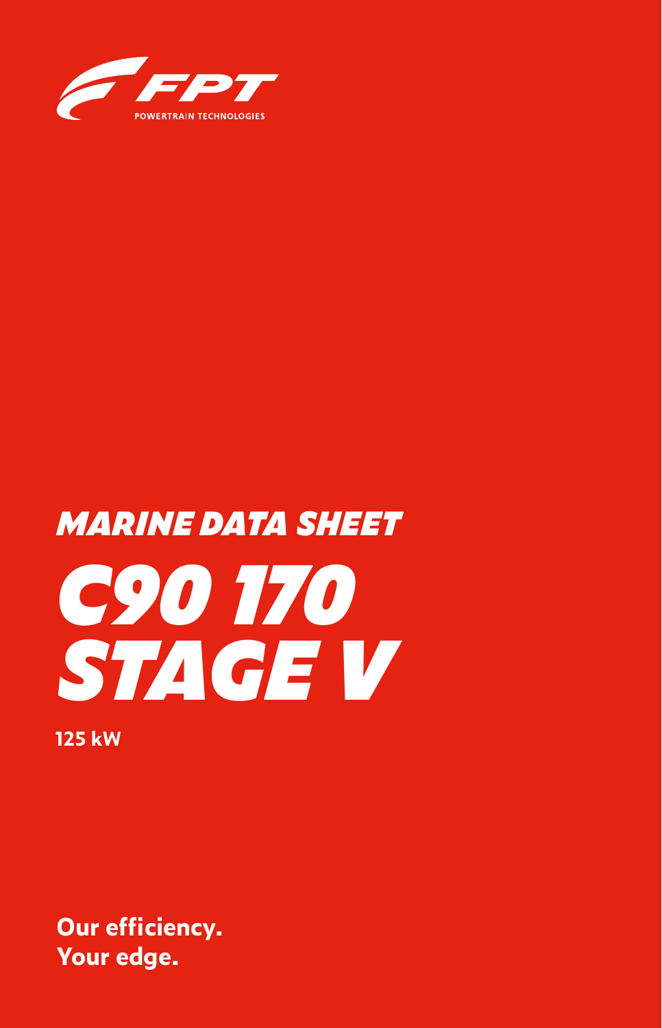FPT POWERTRAIN TECHNOLOGIES

## MARINE DATA SHEET

# C90 170 STAGE V

**125 kW**

**Our efficiency.**
**Your edge.**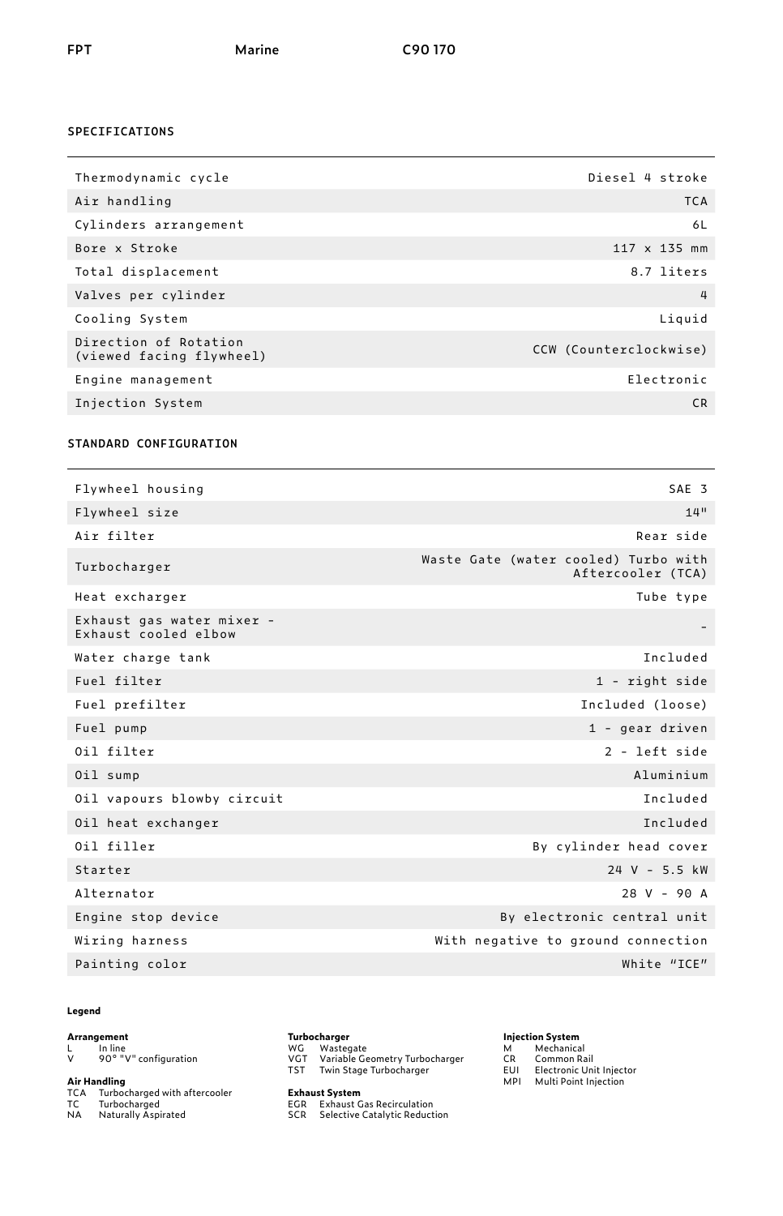FPT Marine C90 170

## SPECIFICATIONS

| | |
|---|---|
| Thermodynamic cycle | Diesel 4 stroke |
| Air handling | TCA |
| Cylinders arrangement | 6L |
| Bore x Stroke | 117 x 135 mm |
| Total displacement | 8.7 liters |
| Valves per cylinder | 4 |
| Cooling System | Liquid |
| Direction of Rotation (viewed facing flywheel) | CCW (Counterclockwise) |
| Engine management | Electronic |
| Injection System | CR |

## STANDARD CONFIGURATION

| | |
|---|---|
| Flywheel housing | SAE 3 |
| Flywheel size | 14" |
| Air filter | Rear side |
| Turbocharger | Waste Gate (water cooled) Turbo with Aftercooler (TCA) |
| Heat excharger | Tube type |
| Exhaust gas water mixer - Exhaust cooled elbow | - |
| Water charge tank | Included |
| Fuel filter | 1 - right side |
| Fuel prefilter | Included (loose) |
| Fuel pump | 1 - gear driven |
| Oil filter | 2 - left side |
| Oil sump | Aluminium |
| Oil vapours blowby circuit | Included |
| Oil heat exchanger | Included |
| Oil filler | By cylinder head cover |
| Starter | 24 V - 5.5 kW |
| Alternator | 28 V - 90 A |
| Engine stop device | By electronic central unit |
| Wiring harness | With negative to ground connection |
| Painting color | White "ICE" |

**Legend**

**Arrangement**
- L In line
- V 90° "V" configuration

**Air Handling**
- TCA Turbocharged with aftercooler
- TC Turbocharged
- NA Naturally Aspirated

**Turbocharger**
- WG Wastegate
- VGT Variable Geometry Turbocharger
- TST Twin Stage Turbocharger

**Exhaust System**
- EGR Exhaust Gas Recirculation
- SCR Selective Catalytic Reduction

**Injection System**
- M Mechanical
- CR Common Rail
- EUI Electronic Unit Injector
- MPI Multi Point Injection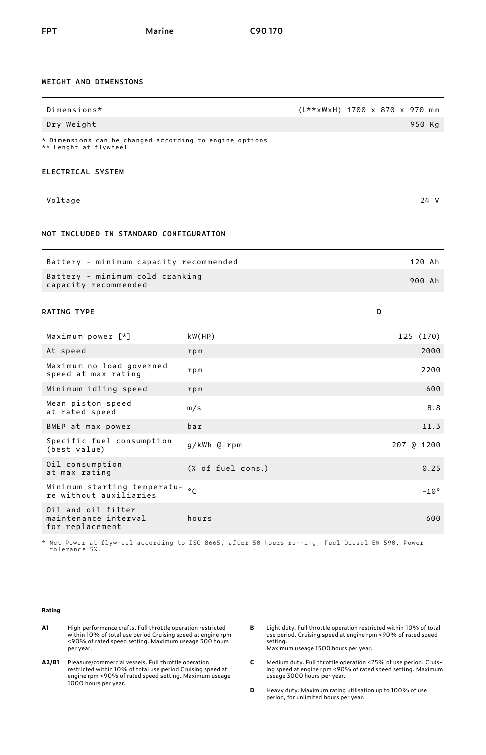FPT Marine C90 170

## WEIGHT AND DIMENSIONS

| | |
|---|---|
| Dimensions* | (L**xWxH) 1700 x 870 x 970 mm |
| Dry Weight | 950 Kg |

\* Dimensions can be changed according to engine options
** Lenght at flywheel

## ELECTRICAL SYSTEM

| | |
|---|---|
| Voltage | 24 V |

## NOT INCLUDED IN STANDARD CONFIGURATION

| | |
|---|---|
| Battery - minimum capacity recommended | 120 Ah |
| Battery - minimum cold cranking capacity recommended | 900 Ah |

## RATING TYPE

| | | D |
|---|---|---|
| Maximum power [*] | kW(HP) | 125 (170) |
| At speed | rpm | 2000 |
| Maximum no load governed speed at max rating | rpm | 2200 |
| Minimum idling speed | rpm | 600 |
| Mean piston speed at rated speed | m/s | 8.8 |
| BMEP at max power | bar | 11.3 |
| Specific fuel consumption (best value) | g/kWh @ rpm | 207 @ 1200 |
| Oil consumption at max rating | (% of fuel cons.) | 0.25 |
| Minimum starting temperature without auxiliaries | °C | -10° |
| Oil and oil filter maintenance interval for replacement | hours | 600 |

\* Net Power at flywheel according to ISO 8665, after 50 hours running, Fuel Diesel EN 590. Power tolerance 5%.

**Rating**

- **A1** High performance crafts. Full throttle operation restricted within 10% of total use period Cruising speed at engine rpm <90% of rated speed setting. Maximum useage 300 hours per year.
- **A2/B1** Pleasure/commercial vessels. Full throttle operation restricted within 10% of total use period Cruising speed at engine rpm <90% of rated speed setting. Maximum useage 1000 hours per year.
- **B** Light duty. Full throttle operation restricted within 10% of total use period. Cruising speed at engine rpm <90% of rated speed setting.
  Maximum useage 1500 hours per year.
- **C** Medium duty. Full throttle operation <25% of use period. Cruising speed at engine rpm <90% of rated speed setting. Maximum useage 3000 hours per year.
- **D** Heavy duty. Maximum rating utilisation up to 100% of use period, for unlimited hours per year.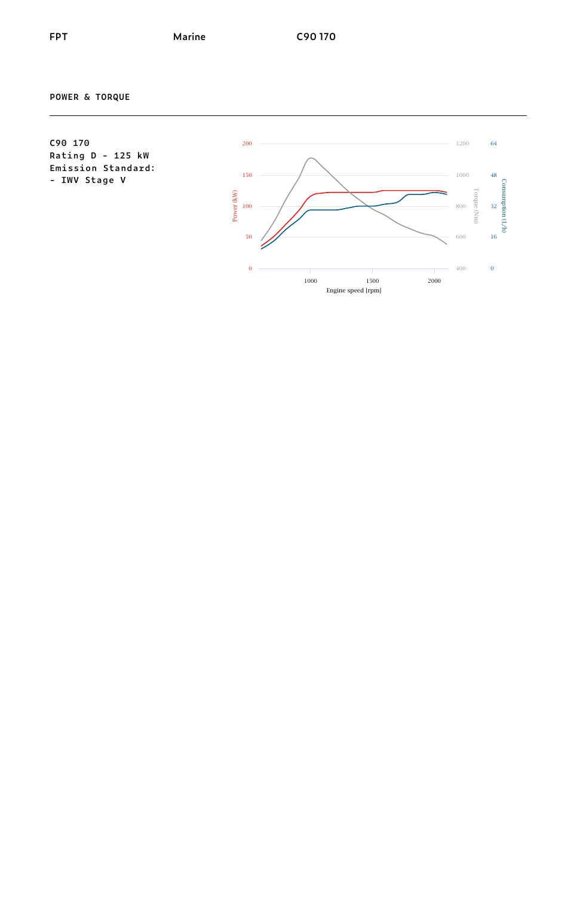## POWER & TORQUE

C90 170
Rating D - 125 kW
Emission Standard:
- IWV Stage V

Power (kW): 0, 50, 100, 150, 200

Torque (Nm): 400, 600, 800, 1000, 1200

Consumption (L/h): 0, 16, 32, 48, 64

Engine speed [rpm]: 1000, 1500, 2000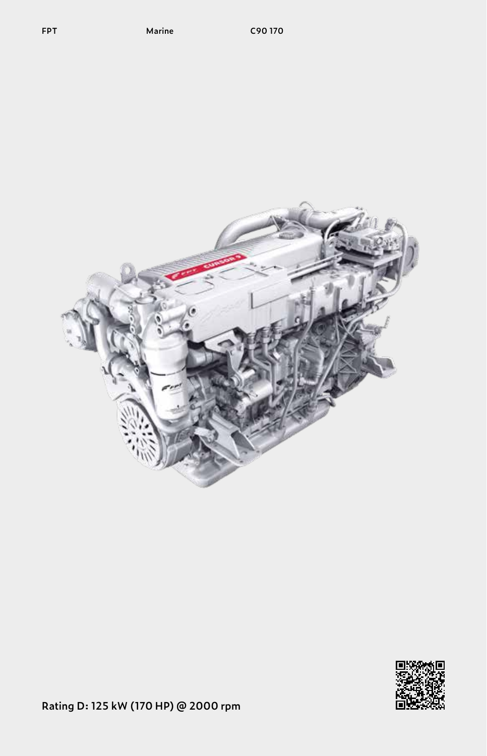FPT Marine C90 170

Rating D: 125 kW (170 HP) @ 2000 rpm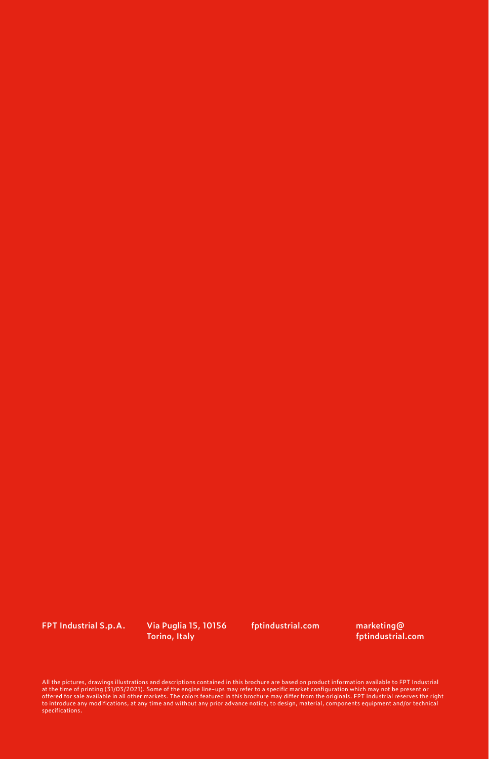FPT Industrial S.p.A.

Via Puglia 15, 10156
Torino, Italy

fptindustrial.com

marketing@
fptindustrial.com

All the pictures, drawings illustrations and descriptions contained in this brochure are based on product information available to FPT Industrial at the time of printing (31/03/2021). Some of the engine line-ups may refer to a specific market configuration which may not be present or offered for sale available in all other markets. The colors featured in this brochure may differ from the originals. FPT Industrial reserves the right to introduce any modifications, at any time and without any prior advance notice, to design, material, components equipment and/or technical specifications.